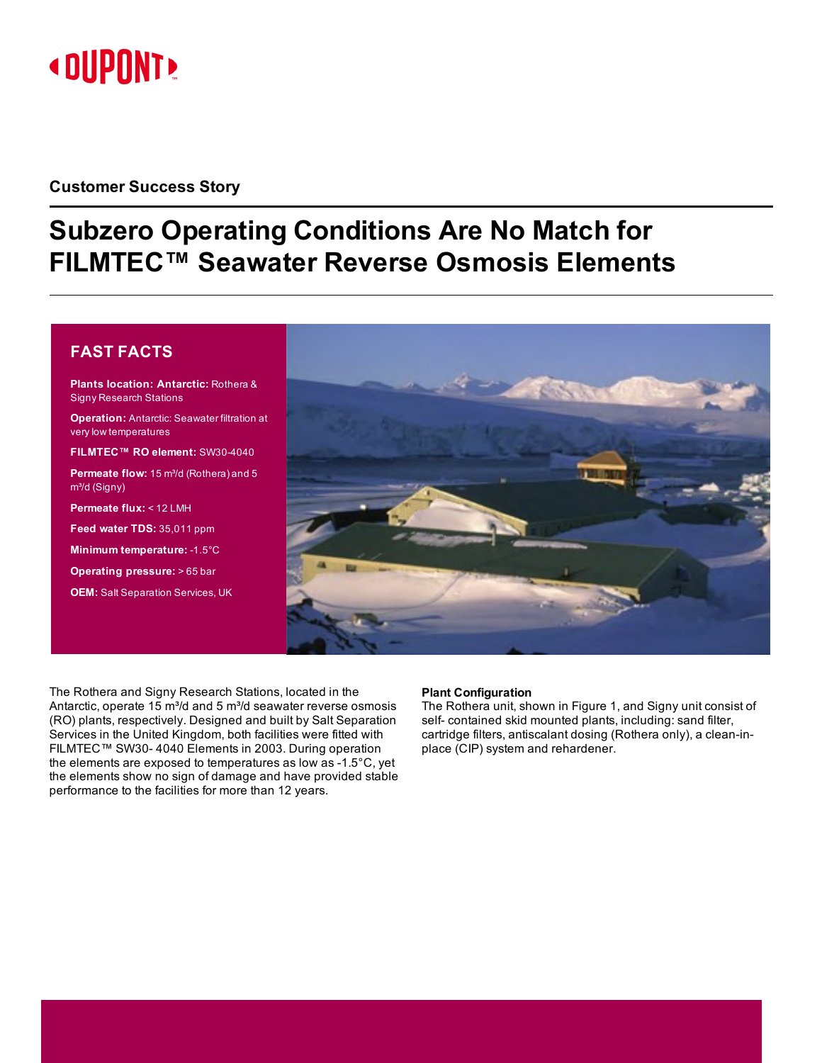Customer Success Story

# Subzero Operating Conditions Are No Match for FILMTEC™ Seawater Reverse Osmosis Elements

## FAST FACTS

**Plants location: Antarctic:** Rothera & Signy Research Stations

**Operation:** Antarctic: Seawater filtration at very low temperatures

**FILMTEC™ RO element:** SW30-4040

**Permeate flow:** 15 m³/d (Rothera) and 5 m³/d (Signy)

**Permeate flux:** < 12 LMH

**Feed water TDS:** 35,011 ppm

**Minimum temperature:** -1.5°C

**Operating pressure:** > 65 bar

**OEM:** Salt Separation Services, UK

The Rothera and Signy Research Stations, located in the Antarctic, operate 15 m³/d and 5 m³/d seawater reverse osmosis (RO) plants, respectively. Designed and built by Salt Separation Services in the United Kingdom, both facilities were fitted with FILMTEC™ SW30- 4040 Elements in 2003. During operation the elements are exposed to temperatures as low as -1.5°C, yet the elements show no sign of damage and have provided stable performance to the facilities for more than 12 years.

**Plant Configuration**

The Rothera unit, shown in Figure 1, and Signy unit consist of self- contained skid mounted plants, including: sand filter, cartridge filters, antiscalant dosing (Rothera only), a clean-in-place (CIP) system and rehardener.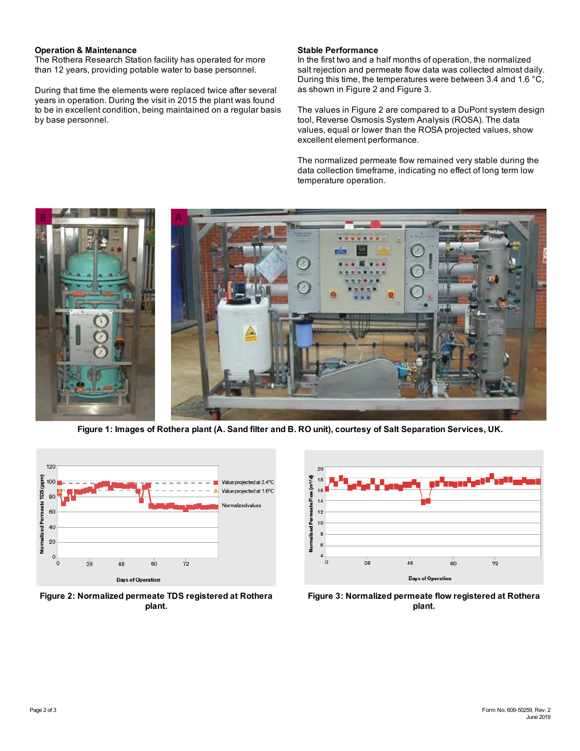## Operation & Maintenance

The Rothera Research Station facility has operated for more than 12 years, providing potable water to base personnel.

During that time the elements were replaced twice after several years in operation. During the visit in 2015 the plant was found to be in excellent condition, being maintained on a regular basis by base personnel.

## Stable Performance

In the first two and a half months of operation, the normalized salt rejection and permeate flow data was collected almost daily. During this time, the temperatures were between 3.4 and 1.6 °C, as shown in Figure 2 and Figure 3.

The values in Figure 2 are compared to a DuPont system design tool, Reverse Osmosis System Analysis (ROSA). The data values, equal or lower than the ROSA projected values, show excellent element performance.

The normalized permeate flow remained very stable during the data collection timeframe, indicating no effect of long term low temperature operation.

**Figure 1: Images of Rothera plant (A. Sand filter and B. RO unit), courtesy of Salt Separation Services, UK.**

**Figure 2: Normalized permeate TDS registered at Rothera plant.**

**Figure 3: Normalized permeate flow registered at Rothera plant.**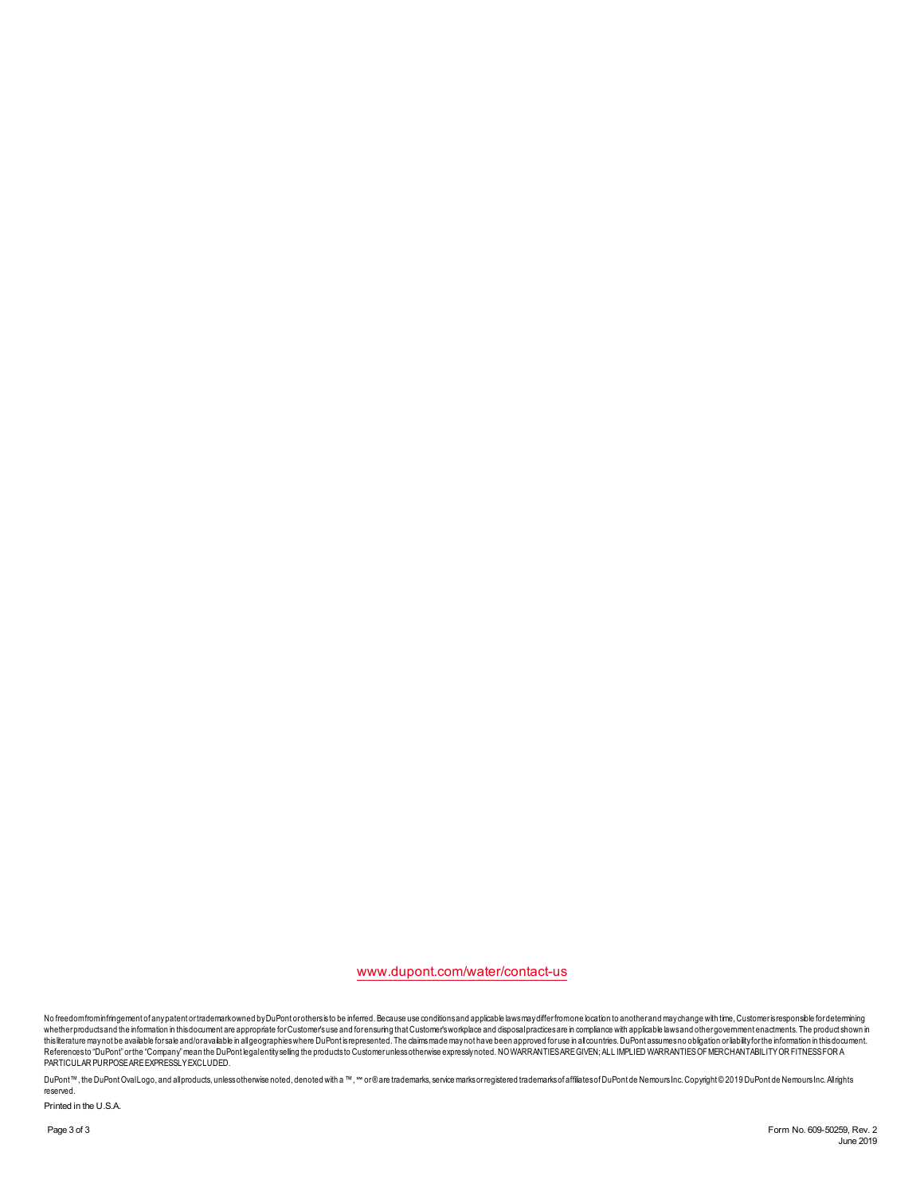www.dupont.com/water/contact-us

No freedom from infringement of any patent or trademark owned by DuPont or others is to be inferred. Because use conditions and applicable laws may differ from one location to another and may change with time, Customer is responsible for determining whether products and the information in this document are appropriate for Customer's use and for ensuring that Customer's workplace and disposal practices are in compliance with applicable laws and other government enactments. The product shown in this literature may not be available for sale and/or available in all geographies where DuPont is represented. The claims made may not have been approved for use in all countries. DuPont assumes no obligation or liability for the information in this document. References to "DuPont" or the "Company" mean the DuPont legal entity selling the products to Customer unless otherwise expressly noted. NO WARRANTIES ARE GIVEN; ALL IMPLIED WARRANTIES OF MERCHANTABILITY OR FITNESS FOR A PARTICULAR PURPOSE ARE EXPRESSLY EXCLUDED.

DuPont™, the DuPont Oval Logo, and all products, unless otherwise noted, denoted with a ™, ℠ or ® are trademarks, service marks or registered trademarks of affiliates of DuPont de Nemours Inc. Copyright © 2019 DuPont de Nemours Inc. All rights reserved.

Printed in the U.S.A.

Form No. 609-50259, Rev. 2
June 2019